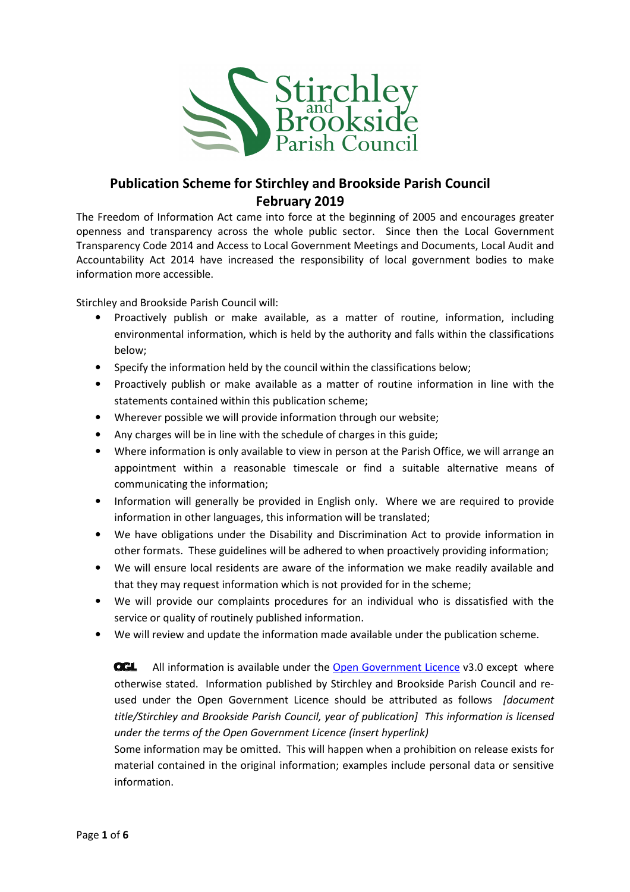# Publication Scheme for Stirchley and Brookside Parish Council
## February 2019

The Freedom of Information Act came into force at the beginning of 2005 and encourages greater openness and transparency across the whole public sector. Since then the Local Government Transparency Code 2014 and Access to Local Government Meetings and Documents, Local Audit and Accountability Act 2014 have increased the responsibility of local government bodies to make information more accessible.

Stirchley and Brookside Parish Council will:

- Proactively publish or make available, as a matter of routine, information, including environmental information, which is held by the authority and falls within the classifications below;
- Specify the information held by the council within the classifications below;
- Proactively publish or make available as a matter of routine information in line with the statements contained within this publication scheme;
- Wherever possible we will provide information through our website;
- Any charges will be in line with the schedule of charges in this guide;
- Where information is only available to view in person at the Parish Office, we will arrange an appointment within a reasonable timescale or find a suitable alternative means of communicating the information;
- Information will generally be provided in English only. Where we are required to provide information in other languages, this information will be translated;
- We have obligations under the Disability and Discrimination Act to provide information in other formats. These guidelines will be adhered to when proactively providing information;
- We will ensure local residents are aware of the information we make readily available and that they may request information which is not provided for in the scheme;
- We will provide our complaints procedures for an individual who is dissatisfied with the service or quality of routinely published information.
- We will review and update the information made available under the publication scheme.

OGL All information is available under the [Open Government Licence](Open Government Licence) v3.0 except where otherwise stated. Information published by Stirchley and Brookside Parish Council and re-used under the Open Government Licence should be attributed as follows *[document title/Stirchley and Brookside Parish Council, year of publication] This information is licensed under the terms of the Open Government Licence (insert hyperlink)*

Some information may be omitted. This will happen when a prohibition on release exists for material contained in the original information; examples include personal data or sensitive information.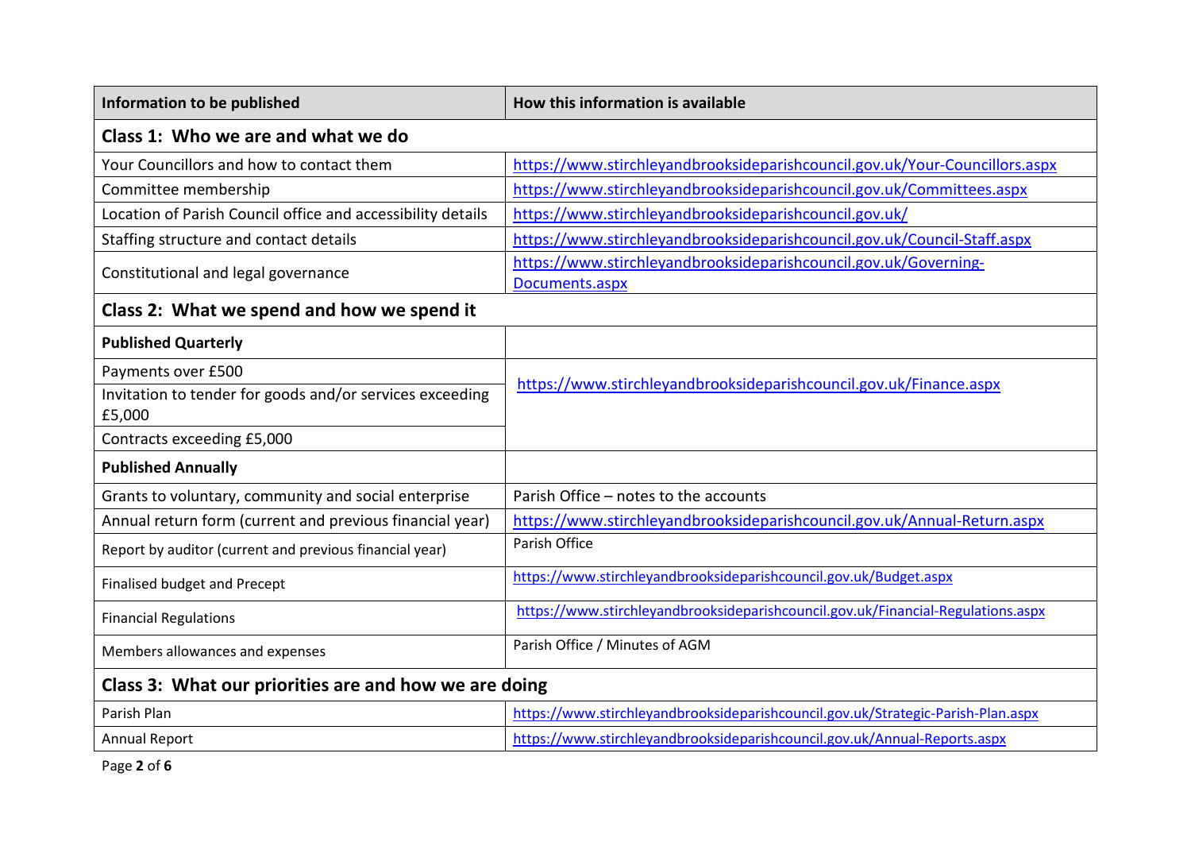| Information to be published | How this information is available |
| --- | --- |
| **Class 1: Who we are and what we do** | |
| Your Councillors and how to contact them | https://www.stirchleyandbrooksideparishcouncil.gov.uk/Your-Councillors.aspx |
| Committee membership | https://www.stirchleyandbrooksideparishcouncil.gov.uk/Committees.aspx |
| Location of Parish Council office and accessibility details | https://www.stirchleyandbrooksideparishcouncil.gov.uk/ |
| Staffing structure and contact details | https://www.stirchleyandbrooksideparishcouncil.gov.uk/Council-Staff.aspx |
| Constitutional and legal governance | https://www.stirchleyandbrooksideparishcouncil.gov.uk/Governing-Documents.aspx |
| **Class 2: What we spend and how we spend it** | |
| **Published Quarterly** | |
| Payments over £500 | https://www.stirchleyandbrooksideparishcouncil.gov.uk/Finance.aspx |
| Invitation to tender for goods and/or services exceeding £5,000 | |
| Contracts exceeding £5,000 | |
| **Published Annually** | |
| Grants to voluntary, community and social enterprise | Parish Office – notes to the accounts |
| Annual return form (current and previous financial year) | https://www.stirchleyandbrooksideparishcouncil.gov.uk/Annual-Return.aspx |
| Report by auditor (current and previous financial year) | Parish Office |
| Finalised budget and Precept | https://www.stirchleyandbrooksideparishcouncil.gov.uk/Budget.aspx |
| Financial Regulations | https://www.stirchleyandbrooksideparishcouncil.gov.uk/Financial-Regulations.aspx |
| Members allowances and expenses | Parish Office / Minutes of AGM |
| **Class 3: What our priorities are and how we are doing** | |
| Parish Plan | https://www.stirchleyandbrooksideparishcouncil.gov.uk/Strategic-Parish-Plan.aspx |
| Annual Report | https://www.stirchleyandbrooksideparishcouncil.gov.uk/Annual-Reports.aspx |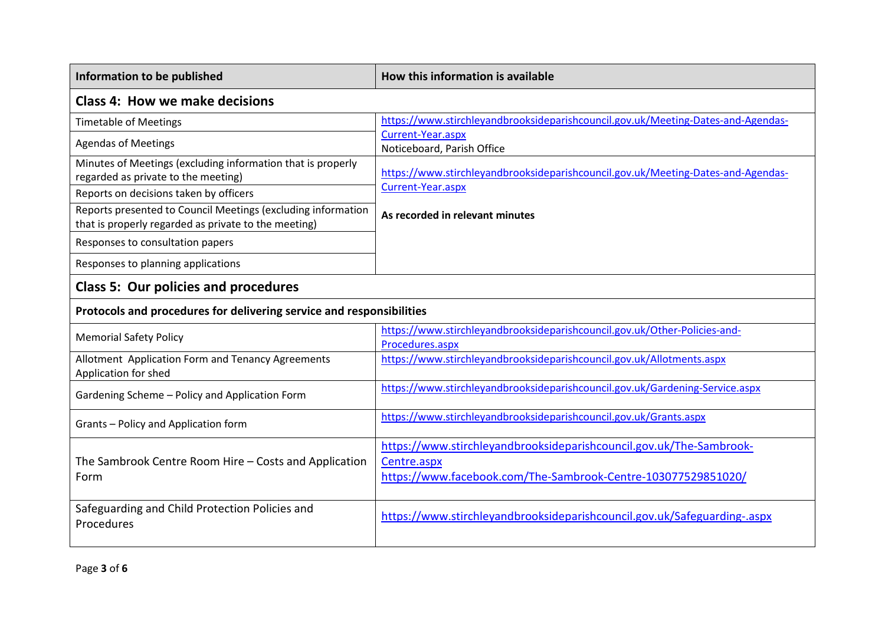| Information to be published | How this information is available |
|---|---|
| **Class 4: How we make decisions** | |
| Timetable of Meetings | https://www.stirchleyandbrooksideparishcouncil.gov.uk/Meeting-Dates-and-Agendas-Current-Year.aspx<br>Noticeboard, Parish Office |
| Agendas of Meetings | |
| Minutes of Meetings (excluding information that is properly regarded as private to the meeting) | https://www.stirchleyandbrooksideparishcouncil.gov.uk/Meeting-Dates-and-Agendas-Current-Year.aspx<br><br>**As recorded in relevant minutes** |
| Reports on decisions taken by officers | |
| Reports presented to Council Meetings (excluding information that is properly regarded as private to the meeting) | |
| Responses to consultation papers | |
| Responses to planning applications | |
| **Class 5: Our policies and procedures** | |
| **Protocols and procedures for delivering service and responsibilities** | |
| Memorial Safety Policy | https://www.stirchleyandbrooksideparishcouncil.gov.uk/Other-Policies-and-Procedures.aspx |
| Allotment Application Form and Tenancy Agreements<br>Application for shed | https://www.stirchleyandbrooksideparishcouncil.gov.uk/Allotments.aspx |
| Gardening Scheme – Policy and Application Form | https://www.stirchleyandbrooksideparishcouncil.gov.uk/Gardening-Service.aspx |
| Grants – Policy and Application form | https://www.stirchleyandbrooksideparishcouncil.gov.uk/Grants.aspx |
| The Sambrook Centre Room Hire – Costs and Application Form | https://www.stirchleyandbrooksideparishcouncil.gov.uk/The-Sambrook-Centre.aspx<br>https://www.facebook.com/The-Sambrook-Centre-103077529851020/ |
| Safeguarding and Child Protection Policies and Procedures | https://www.stirchleyandbrooksideparishcouncil.gov.uk/Safeguarding-.aspx |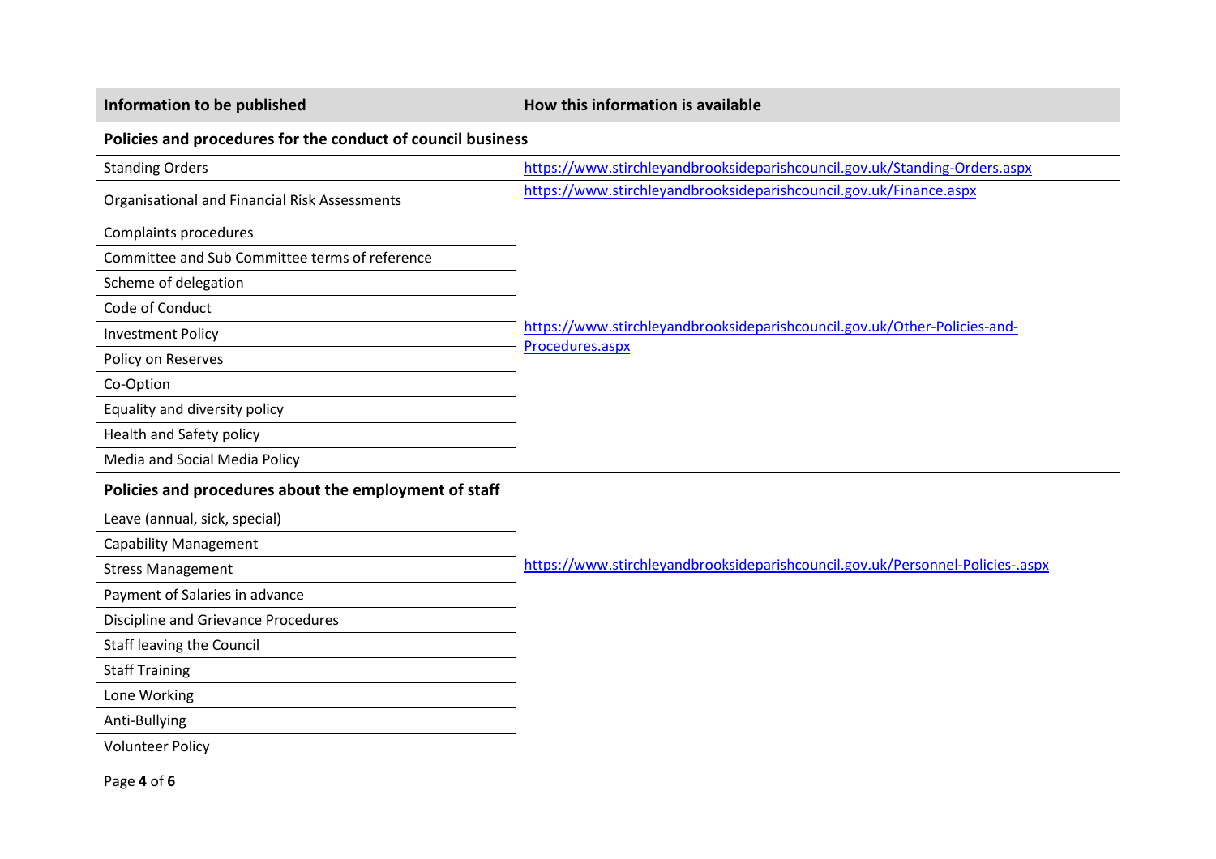| Information to be published | How this information is available |
|---|---|
| **Policies and procedures for the conduct of council business** | |
| Standing Orders | https://www.stirchleyandbrooksideparishcouncil.gov.uk/Standing-Orders.aspx |
| Organisational and Financial Risk Assessments | https://www.stirchleyandbrooksideparishcouncil.gov.uk/Finance.aspx |
| Complaints procedures | https://www.stirchleyandbrooksideparishcouncil.gov.uk/Other-Policies-and-Procedures.aspx |
| Committee and Sub Committee terms of reference | |
| Scheme of delegation | |
| Code of Conduct | |
| Investment Policy | |
| Policy on Reserves | |
| Co-Option | |
| Equality and diversity policy | |
| Health and Safety policy | |
| Media and Social Media Policy | |
| **Policies and procedures about the employment of staff** | |
| Leave (annual, sick, special) | https://www.stirchleyandbrooksideparishcouncil.gov.uk/Personnel-Policies-.aspx |
| Capability Management | |
| Stress Management | |
| Payment of Salaries in advance | |
| Discipline and Grievance Procedures | |
| Staff leaving the Council | |
| Staff Training | |
| Lone Working | |
| Anti-Bullying | |
| Volunteer Policy | |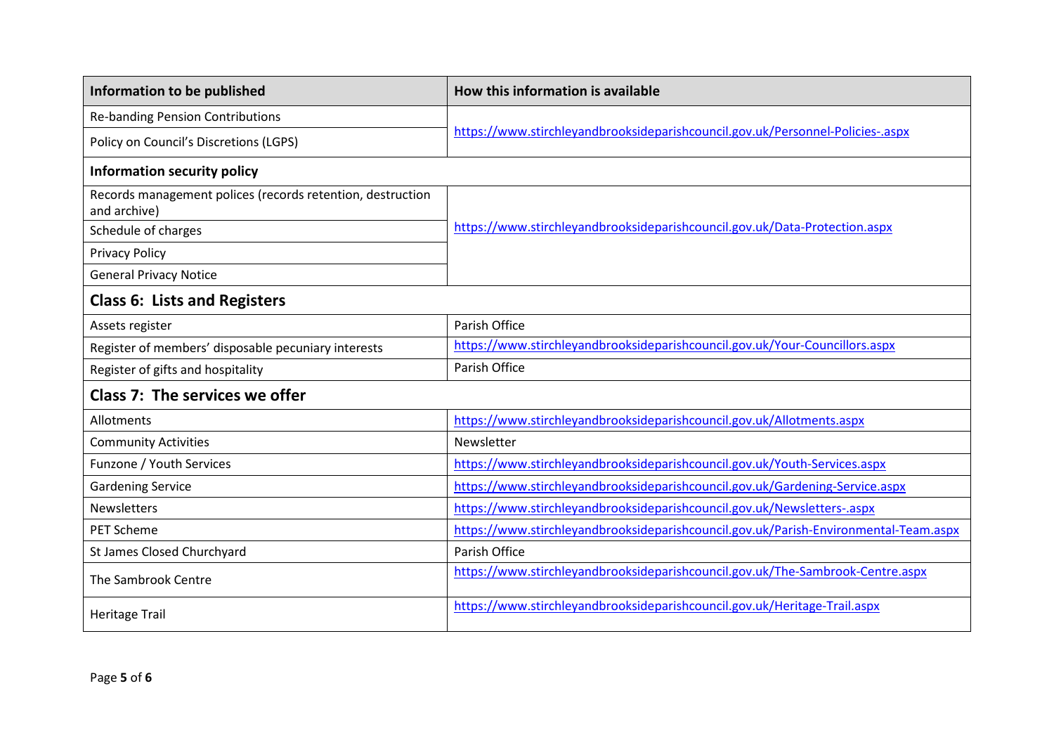| Information to be published | How this information is available |
|---|---|
| Re-banding Pension Contributions | https://www.stirchleyandbrooksideparishcouncil.gov.uk/Personnel-Policies-.aspx |
| Policy on Council's Discretions (LGPS) | |
| **Information security policy** | |
| Records management polices (records retention, destruction and archive) | https://www.stirchleyandbrooksideparishcouncil.gov.uk/Data-Protection.aspx |
| Schedule of charges | |
| Privacy Policy | |
| General Privacy Notice | |
| **Class 6: Lists and Registers** | |
| Assets register | Parish Office |
| Register of members' disposable pecuniary interests | https://www.stirchleyandbrooksideparishcouncil.gov.uk/Your-Councillors.aspx |
| Register of gifts and hospitality | Parish Office |
| **Class 7: The services we offer** | |
| Allotments | https://www.stirchleyandbrooksideparishcouncil.gov.uk/Allotments.aspx |
| Community Activities | Newsletter |
| Funzone / Youth Services | https://www.stirchleyandbrooksideparishcouncil.gov.uk/Youth-Services.aspx |
| Gardening Service | https://www.stirchleyandbrooksideparishcouncil.gov.uk/Gardening-Service.aspx |
| Newsletters | https://www.stirchleyandbrooksideparishcouncil.gov.uk/Newsletters-.aspx |
| PET Scheme | https://www.stirchleyandbrooksideparishcouncil.gov.uk/Parish-Environmental-Team.aspx |
| St James Closed Churchyard | Parish Office |
| The Sambrook Centre | https://www.stirchleyandbrooksideparishcouncil.gov.uk/The-Sambrook-Centre.aspx |
| Heritage Trail | https://www.stirchleyandbrooksideparishcouncil.gov.uk/Heritage-Trail.aspx |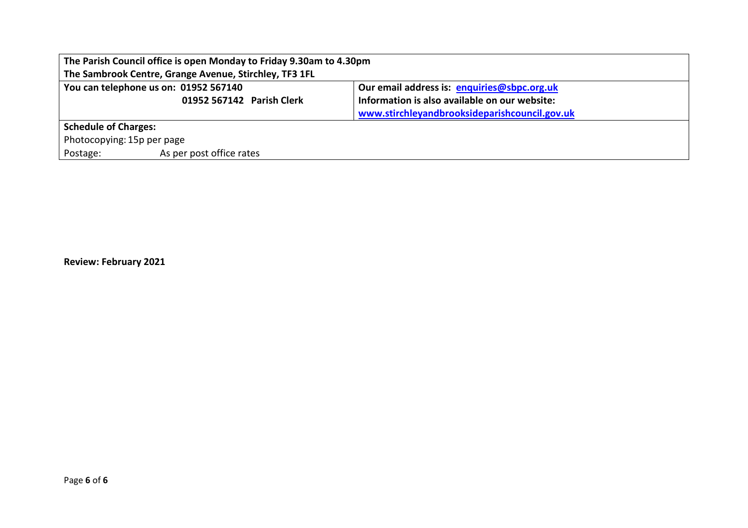| | |
|---|---|
| **The Parish Council office is open Monday to Friday 9.30am to 4.30pm**<br>**The Sambrook Centre, Grange Avenue, Stirchley, TF3 1FL** | |
| **You can telephone us on: 01952 567140**<br>**01952 567142 Parish Clerk** | **Our email address is: enquiries@sbpc.org.uk**<br>**Information is also available on our website:**<br>**www.stirchleyandbrooksideparishcouncil.gov.uk** |
| **Schedule of Charges:**<br>Photocopying: 15p per page<br>Postage: As per post office rates | |

**Review: February 2021**